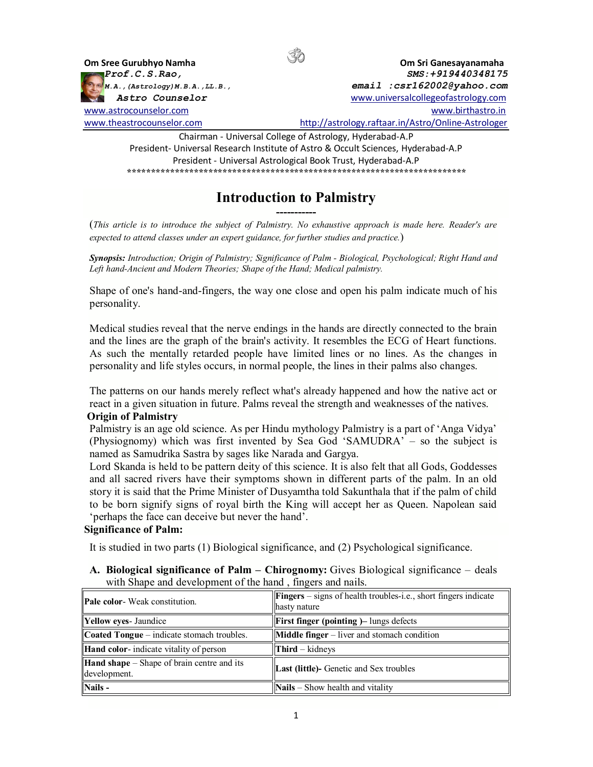**Om Sree Gurubhyo Namha** | **Om Sri Ganesayanamaha**

***Prof.C.S.Rao,***
***M.A.,(Astrology)M.B.A.,LL.B.,***
***Astro Counselor***

*SMS:+919440348175*
*email :csr162002@yahoo.com*

www.universalcollegeofastrology.com
www.astrocounselor.com
www.birthastro.in
www.theastrocounselor.com
http://astrology.raftaar.in/Astro/Online-Astrologer

Chairman - Universal College of Astrology, Hyderabad-A.P
President- Universal Research Institute of Astro & Occult Sciences, Hyderabad-A.P
President - Universal Astrological Book Trust, Hyderabad-A.P

*************************************************************************

# Introduction to Palmistry

-----------

(*This article is to introduce the subject of Palmistry. No exhaustive approach is made here. Reader's are expected to attend classes under an expert guidance, for further studies and practice.*)

***Synopsis:*** *Introduction; Origin of Palmistry; Significance of Palm - Biological, Psychological; Right Hand and Left hand-Ancient and Modern Theories; Shape of the Hand; Medical palmistry.*

Shape of one's hand-and-fingers, the way one close and open his palm indicate much of his personality.

Medical studies reveal that the nerve endings in the hands are directly connected to the brain and the lines are the graph of the brain's activity. It resembles the ECG of Heart functions. As such the mentally retarded people have limited lines or no lines. As the changes in personality and life styles occurs, in normal people, the lines in their palms also changes.

The patterns on our hands merely reflect what's already happened and how the native act or react in a given situation in future. Palms reveal the strength and weaknesses of the natives.

## Origin of Palmistry

Palmistry is an age old science. As per Hindu mythology Palmistry is a part of 'Anga Vidya' (Physiognomy) which was first invented by Sea God 'SAMUDRA' – so the subject is named as Samudrika Sastra by sages like Narada and Gargya.

Lord Skanda is held to be pattern deity of this science. It is also felt that all Gods, Goddesses and all sacred rivers have their symptoms shown in different parts of the palm. In an old story it is said that the Prime Minister of Dusyamtha told Sakunthala that if the palm of child to be born signify signs of royal birth the King will accept her as Queen. Napolean said 'perhaps the face can deceive but never the hand'.

## Significance of Palm:

It is studied in two parts (1) Biological significance, and (2) Psychological significance.

A. **Biological significance of Palm – Chirognomy:** Gives Biological significance – deals with Shape and development of the hand , fingers and nails.

| | |
|---|---|
| **Pale color**- Weak constitution. | **Fingers** – signs of health troubles-i.e., short fingers indicate hasty nature |
| **Yellow eyes**- Jaundice | **First finger (pointing )**– lungs defects |
| **Coated Tongue** – indicate stomach troubles. | **Middle finger** – liver and stomach condition |
| **Hand color**- indicate vitality of person | **Third** – kidneys |
| **Hand shape** – Shape of brain centre and its development. | **Last (little)-** Genetic and Sex troubles |
| **Nails -** | **Nails** – Show health and vitality |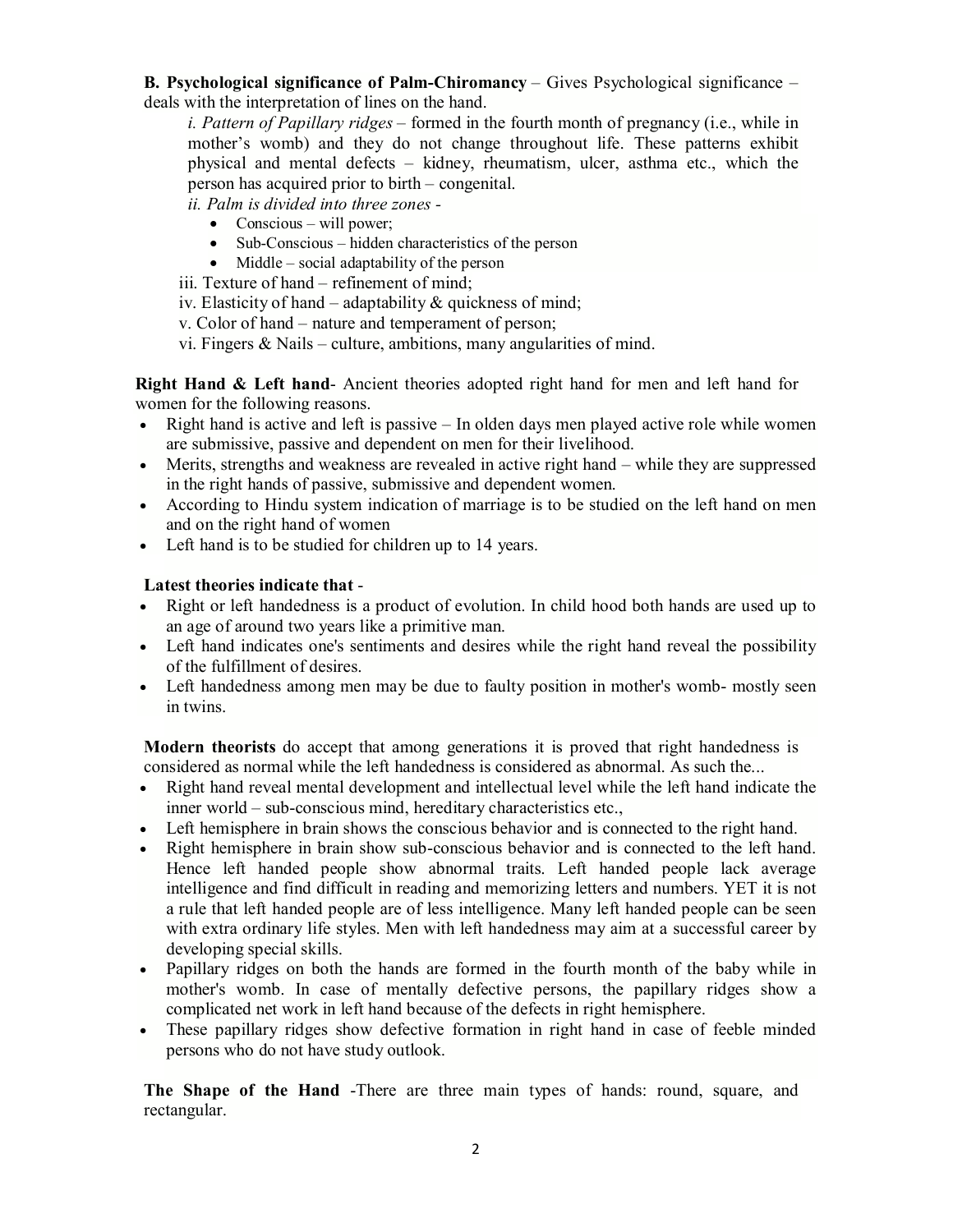**B. Psychological significance of Palm-Chiromancy** – Gives Psychological significance – deals with the interpretation of lines on the hand.

*i. Pattern of Papillary ridges* – formed in the fourth month of pregnancy (i.e., while in mother's womb) and they do not change throughout life. These patterns exhibit physical and mental defects – kidney, rheumatism, ulcer, asthma etc., which the person has acquired prior to birth – congenital.

*ii. Palm is divided into three zones* -

- Conscious – will power;
- Sub-Conscious – hidden characteristics of the person
- Middle – social adaptability of the person

iii. Texture of hand – refinement of mind;

iv. Elasticity of hand – adaptability & quickness of mind;

v. Color of hand – nature and temperament of person;

vi. Fingers & Nails – culture, ambitions, many angularities of mind.

**Right Hand & Left hand**- Ancient theories adopted right hand for men and left hand for women for the following reasons.

- Right hand is active and left is passive – In olden days men played active role while women are submissive, passive and dependent on men for their livelihood.
- Merits, strengths and weakness are revealed in active right hand – while they are suppressed in the right hands of passive, submissive and dependent women.
- According to Hindu system indication of marriage is to be studied on the left hand on men and on the right hand of women
- Left hand is to be studied for children up to 14 years.

**Latest theories indicate that** -

- Right or left handedness is a product of evolution. In child hood both hands are used up to an age of around two years like a primitive man.
- Left hand indicates one's sentiments and desires while the right hand reveal the possibility of the fulfillment of desires.
- Left handedness among men may be due to faulty position in mother's womb- mostly seen in twins.

**Modern theorists** do accept that among generations it is proved that right handedness is considered as normal while the left handedness is considered as abnormal. As such the...

- Right hand reveal mental development and intellectual level while the left hand indicate the inner world – sub-conscious mind, hereditary characteristics etc.,
- Left hemisphere in brain shows the conscious behavior and is connected to the right hand.
- Right hemisphere in brain show sub-conscious behavior and is connected to the left hand. Hence left handed people show abnormal traits. Left handed people lack average intelligence and find difficult in reading and memorizing letters and numbers. YET it is not a rule that left handed people are of less intelligence. Many left handed people can be seen with extra ordinary life styles. Men with left handedness may aim at a successful career by developing special skills.
- Papillary ridges on both the hands are formed in the fourth month of the baby while in mother's womb. In case of mentally defective persons, the papillary ridges show a complicated net work in left hand because of the defects in right hemisphere.
- These papillary ridges show defective formation in right hand in case of feeble minded persons who do not have study outlook.

**The Shape of the Hand** -There are three main types of hands: round, square, and rectangular.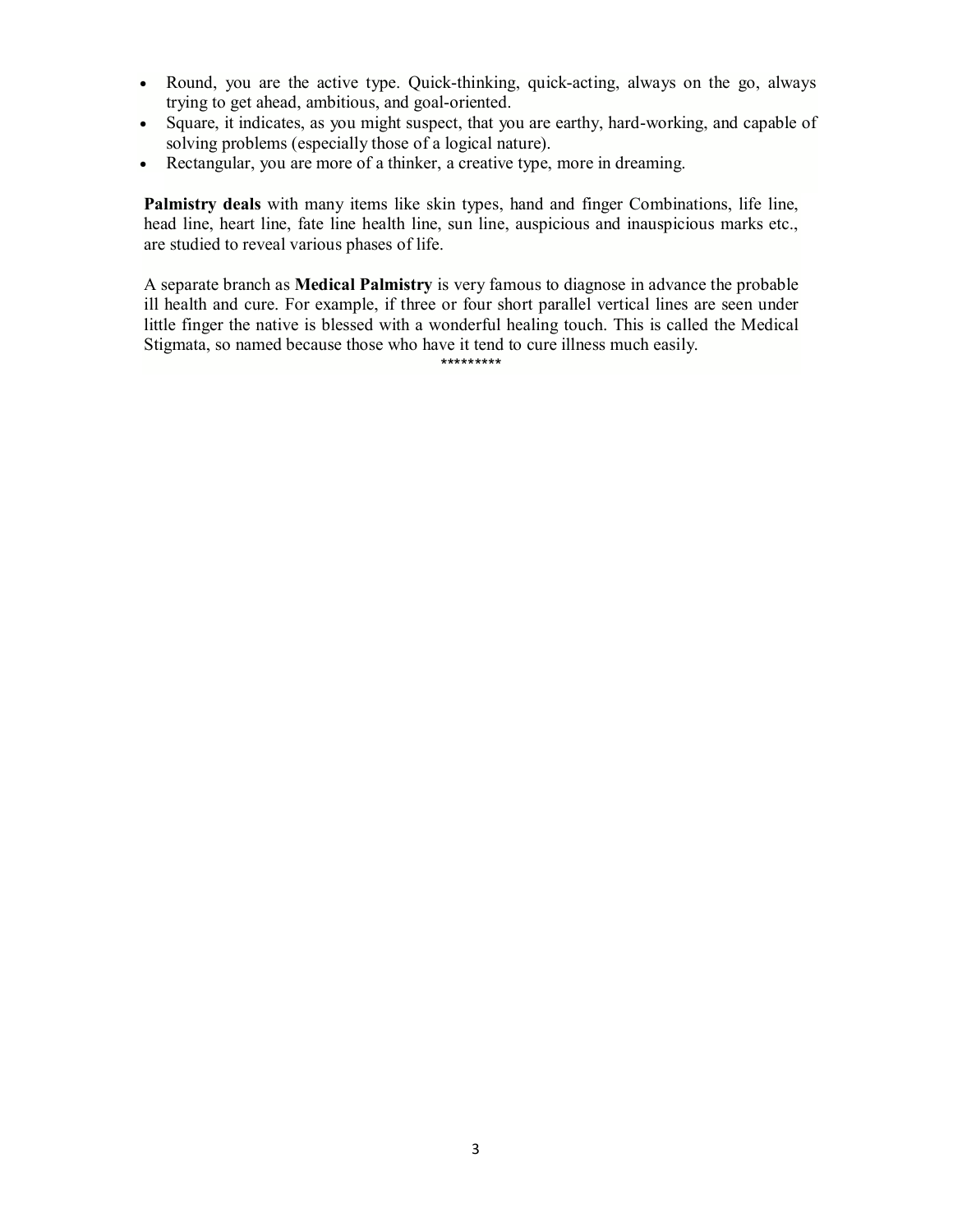- Round, you are the active type. Quick-thinking, quick-acting, always on the go, always trying to get ahead, ambitious, and goal-oriented.
- Square, it indicates, as you might suspect, that you are earthy, hard-working, and capable of solving problems (especially those of a logical nature).
- Rectangular, you are more of a thinker, a creative type, more in dreaming.

**Palmistry deals** with many items like skin types, hand and finger Combinations, life line, head line, heart line, fate line health line, sun line, auspicious and inauspicious marks etc., are studied to reveal various phases of life.

A separate branch as **Medical Palmistry** is very famous to diagnose in advance the probable ill health and cure. For example, if three or four short parallel vertical lines are seen under little finger the native is blessed with a wonderful healing touch. This is called the Medical Stigmata, so named because those who have it tend to cure illness much easily.

*********